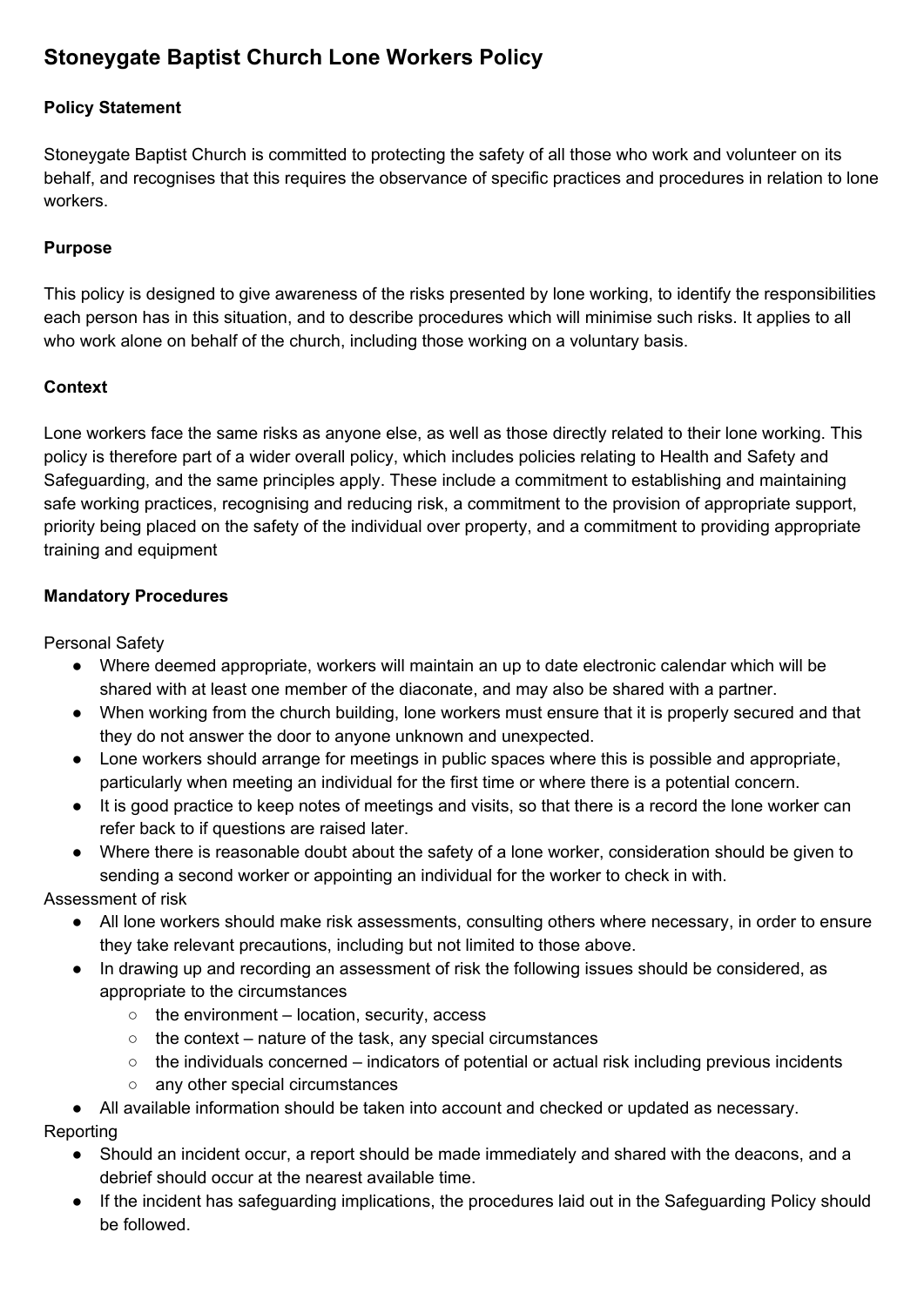# Stoneygate Baptist Church Lone Workers Policy

**Policy Statement**

Stoneygate Baptist Church is committed to protecting the safety of all those who work and volunteer on its behalf, and recognises that this requires the observance of specific practices and procedures in relation to lone workers.

**Purpose**

This policy is designed to give awareness of the risks presented by lone working, to identify the responsibilities each person has in this situation, and to describe procedures which will minimise such risks. It applies to all who work alone on behalf of the church, including those working on a voluntary basis.

**Context**

Lone workers face the same risks as anyone else, as well as those directly related to their lone working. This policy is therefore part of a wider overall policy, which includes policies relating to Health and Safety and Safeguarding, and the same principles apply. These include a commitment to establishing and maintaining safe working practices, recognising and reducing risk, a commitment to the provision of appropriate support, priority being placed on the safety of the individual over property, and a commitment to providing appropriate training and equipment

**Mandatory Procedures**

Personal Safety

- Where deemed appropriate, workers will maintain an up to date electronic calendar which will be shared with at least one member of the diaconate, and may also be shared with a partner.
- When working from the church building, lone workers must ensure that it is properly secured and that they do not answer the door to anyone unknown and unexpected.
- Lone workers should arrange for meetings in public spaces where this is possible and appropriate, particularly when meeting an individual for the first time or where there is a potential concern.
- It is good practice to keep notes of meetings and visits, so that there is a record the lone worker can refer back to if questions are raised later.
- Where there is reasonable doubt about the safety of a lone worker, consideration should be given to sending a second worker or appointing an individual for the worker to check in with.

Assessment of risk

- All lone workers should make risk assessments, consulting others where necessary, in order to ensure they take relevant precautions, including but not limited to those above.
- In drawing up and recording an assessment of risk the following issues should be considered, as appropriate to the circumstances
  - the environment – location, security, access
  - the context – nature of the task, any special circumstances
  - the individuals concerned – indicators of potential or actual risk including previous incidents
  - any other special circumstances
- All available information should be taken into account and checked or updated as necessary.

Reporting

- Should an incident occur, a report should be made immediately and shared with the deacons, and a debrief should occur at the nearest available time.
- If the incident has safeguarding implications, the procedures laid out in the Safeguarding Policy should be followed.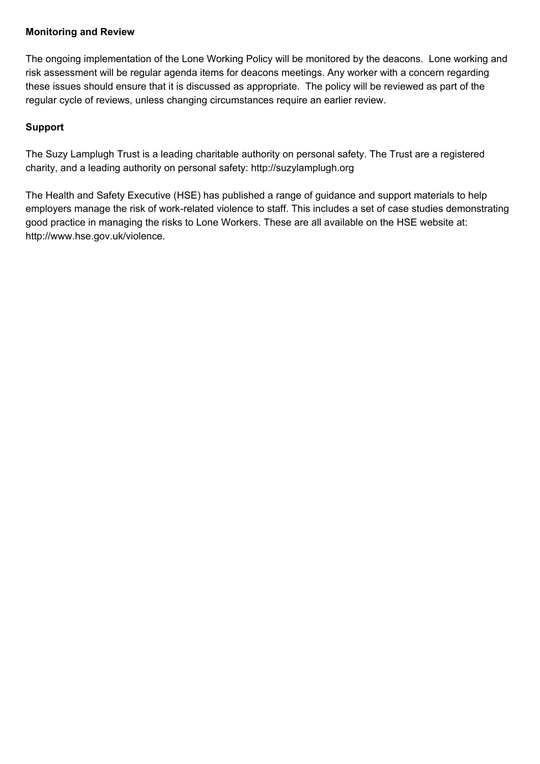**Monitoring and Review**

The ongoing implementation of the Lone Working Policy will be monitored by the deacons. Lone working and risk assessment will be regular agenda items for deacons meetings. Any worker with a concern regarding these issues should ensure that it is discussed as appropriate. The policy will be reviewed as part of the regular cycle of reviews, unless changing circumstances require an earlier review.

**Support**

The Suzy Lamplugh Trust is a leading charitable authority on personal safety. The Trust are a registered charity, and a leading authority on personal safety: http://suzylamplugh.org

The Health and Safety Executive (HSE) has published a range of guidance and support materials to help employers manage the risk of work-related violence to staff. This includes a set of case studies demonstrating good practice in managing the risks to Lone Workers. These are all available on the HSE website at: http://www.hse.gov.uk/violence.